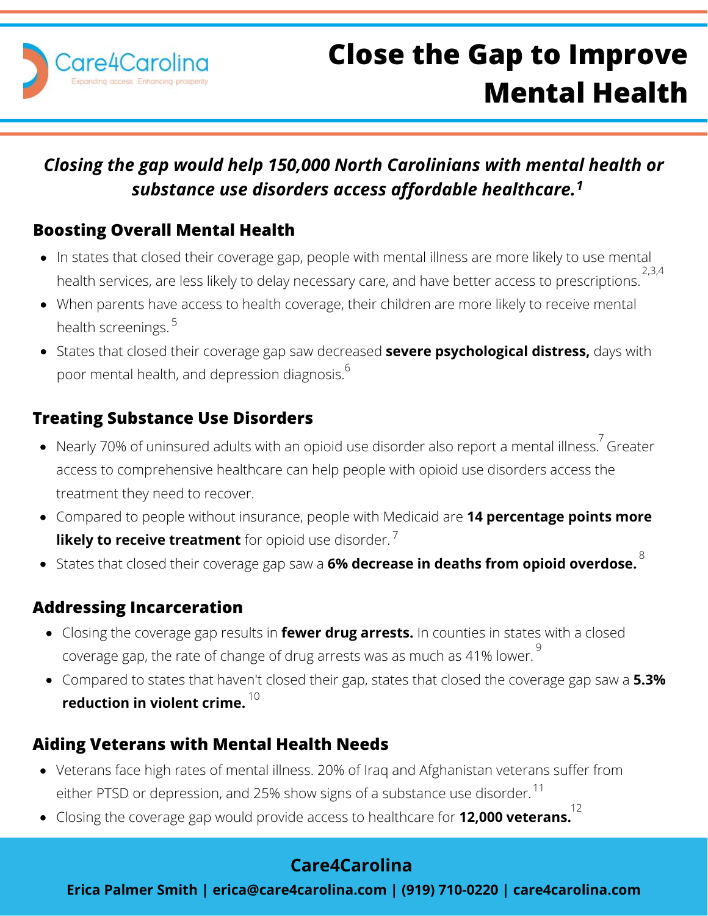Care4Carolina

Expanding access. Enhancing prosperity

# Close the Gap to Improve Mental Health

***Closing the gap would help 150,000 North Carolinians with mental health or substance use disorders access affordable healthcare.[1]***

## Boosting Overall Mental Health

- In states that closed their coverage gap, people with mental illness are more likely to use mental health services, are less likely to delay necessary care, and have better access to prescriptions.[2,3,4]
- When parents have access to health coverage, their children are more likely to receive mental health screenings.[5]
- States that closed their coverage gap saw decreased **severe psychological distress,** days with poor mental health, and depression diagnosis.[6]

## Treating Substance Use Disorders

- Nearly 70% of uninsured adults with an opioid use disorder also report a mental illness.[7] Greater access to comprehensive healthcare can help people with opioid use disorders access the treatment they need to recover.
- Compared to people without insurance, people with Medicaid are **14 percentage points more likely to receive treatment** for opioid use disorder.[7]
- States that closed their coverage gap saw a **6% decrease in deaths from opioid overdose.**[8]

## Addressing Incarceration

- Closing the coverage gap results in **fewer drug arrests.** In counties in states with a closed coverage gap, the rate of change of drug arrests was as much as 41% lower.[9]
- Compared to states that haven't closed their gap, states that closed the coverage gap saw a **5.3% reduction in violent crime.**[10]

## Aiding Veterans with Mental Health Needs

- Veterans face high rates of mental illness. 20% of Iraq and Afghanistan veterans suffer from either PTSD or depression, and 25% show signs of a substance use disorder.[11]
- Closing the coverage gap would provide access to healthcare for **12,000 veterans.**[12]

**Care4Carolina**

**Erica Palmer Smith | erica@care4carolina.com | (919) 710-0220 | care4carolina.com**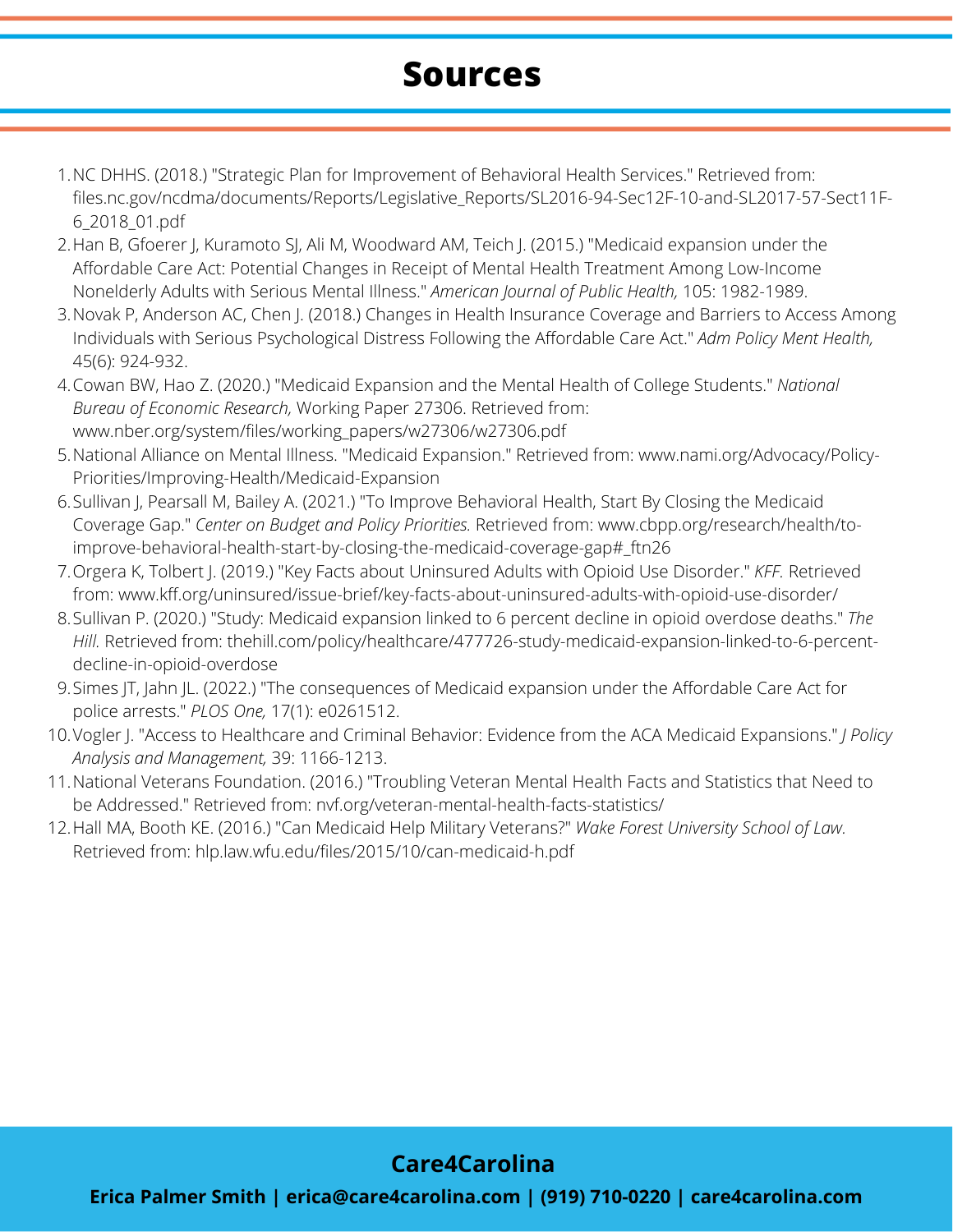# Sources

1. NC DHHS. (2018.) "Strategic Plan for Improvement of Behavioral Health Services." Retrieved from: files.nc.gov/ncdma/documents/Reports/Legislative_Reports/SL2016-94-Sec12F-10-and-SL2017-57-Sect11F-6_2018_01.pdf
2. Han B, Gfoerer J, Kuramoto SJ, Ali M, Woodward AM, Teich J. (2015.) "Medicaid expansion under the Affordable Care Act: Potential Changes in Receipt of Mental Health Treatment Among Low-Income Nonelderly Adults with Serious Mental Illness." *American Journal of Public Health,* 105: 1982-1989.
3. Novak P, Anderson AC, Chen J. (2018.) Changes in Health Insurance Coverage and Barriers to Access Among Individuals with Serious Psychological Distress Following the Affordable Care Act." *Adm Policy Ment Health,* 45(6): 924-932.
4. Cowan BW, Hao Z. (2020.) "Medicaid Expansion and the Mental Health of College Students." *National Bureau of Economic Research,* Working Paper 27306. Retrieved from: www.nber.org/system/files/working_papers/w27306/w27306.pdf
5. National Alliance on Mental Illness. "Medicaid Expansion." Retrieved from: www.nami.org/Advocacy/Policy-Priorities/Improving-Health/Medicaid-Expansion
6. Sullivan J, Pearsall M, Bailey A. (2021.) "To Improve Behavioral Health, Start By Closing the Medicaid Coverage Gap." *Center on Budget and Policy Priorities.* Retrieved from: www.cbpp.org/research/health/to-improve-behavioral-health-start-by-closing-the-medicaid-coverage-gap#_ftn26
7. Orgera K, Tolbert J. (2019.) "Key Facts about Uninsured Adults with Opioid Use Disorder." *KFF.* Retrieved from: www.kff.org/uninsured/issue-brief/key-facts-about-uninsured-adults-with-opioid-use-disorder/
8. Sullivan P. (2020.) "Study: Medicaid expansion linked to 6 percent decline in opioid overdose deaths." *The Hill.* Retrieved from: thehill.com/policy/healthcare/477726-study-medicaid-expansion-linked-to-6-percent-decline-in-opioid-overdose
9. Simes JT, Jahn JL. (2022.) "The consequences of Medicaid expansion under the Affordable Care Act for police arrests." *PLOS One,* 17(1): e0261512.
10. Vogler J. "Access to Healthcare and Criminal Behavior: Evidence from the ACA Medicaid Expansions." *J Policy Analysis and Management,* 39: 1166-1213.
11. National Veterans Foundation. (2016.) "Troubling Veteran Mental Health Facts and Statistics that Need to be Addressed." Retrieved from: nvf.org/veteran-mental-health-facts-statistics/
12. Hall MA, Booth KE. (2016.) "Can Medicaid Help Military Veterans?" *Wake Forest University School of Law.* Retrieved from: hlp.law.wfu.edu/files/2015/10/can-medicaid-h.pdf

**Care4Carolina**

**Erica Palmer Smith | erica@care4carolina.com | (919) 710-0220 | care4carolina.com**